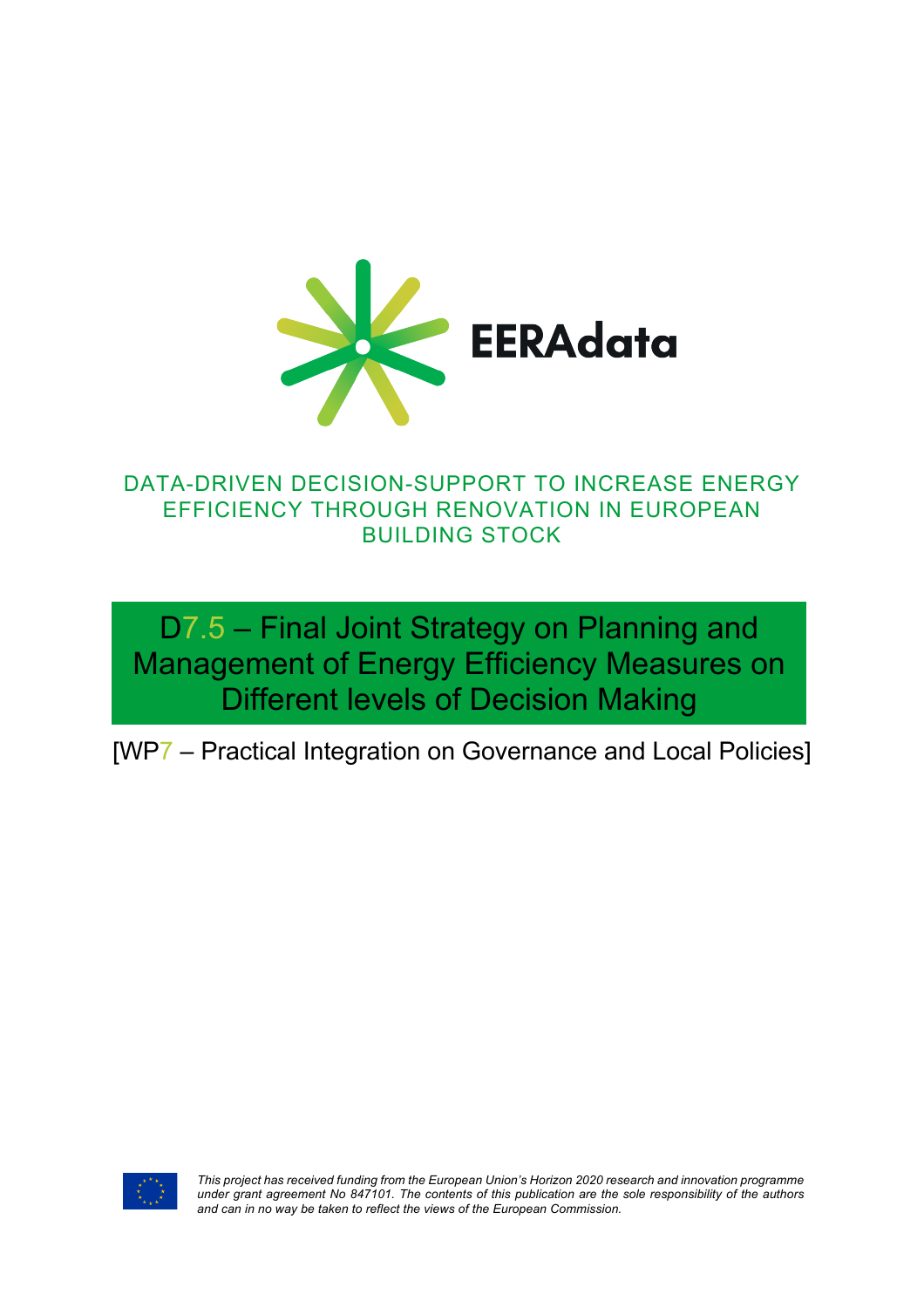EERAdata

DATA-DRIVEN DECISION-SUPPORT TO INCREASE ENERGY EFFICIENCY THROUGH RENOVATION IN EUROPEAN BUILDING STOCK

# D7.5 – Final Joint Strategy on Planning and Management of Energy Efficiency Measures on Different levels of Decision Making

[WP7 – Practical Integration on Governance and Local Policies]

*This project has received funding from the European Union's Horizon 2020 research and innovation programme under grant agreement No 847101. The contents of this publication are the sole responsibility of the authors and can in no way be taken to reflect the views of the European Commission.*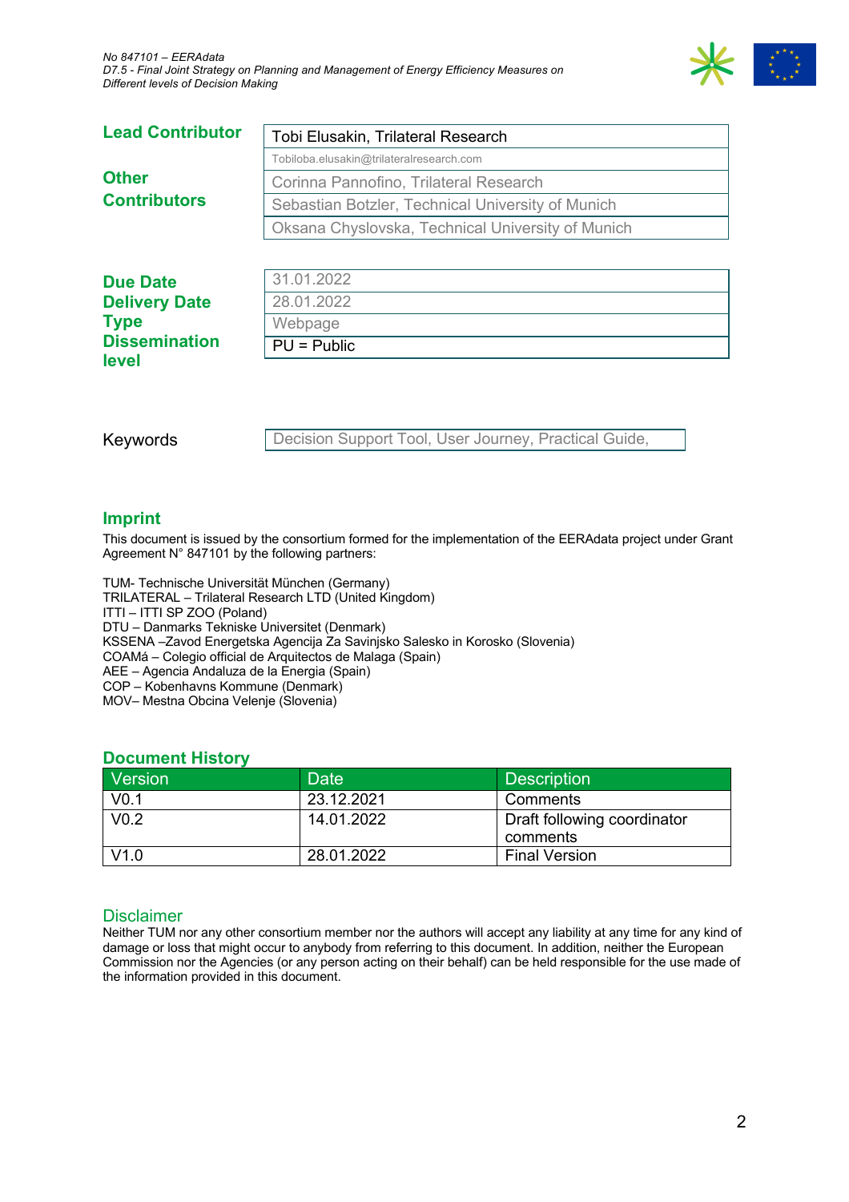| Lead Contributor | Tobi Elusakin, Trilateral Research |
|---|---|
| | Tobiloba.elusakin@trilateralresearch.com |
| Other Contributors | Corinna Pannofino, Trilateral Research |
| | Sebastian Botzler, Technical University of Munich |
| | Oksana Chyslovska, Technical University of Munich |

| | |
|---|---|
| Due Date | 31.01.2022 |
| Delivery Date | 28.01.2022 |
| Type | Webpage |
| Dissemination level | PU = Public |

| | |
|---|---|
| Keywords | Decision Support Tool, User Journey, Practical Guide, |

## Imprint

This document is issued by the consortium formed for the implementation of the EERAdata project under Grant Agreement N° 847101 by the following partners:

TUM- Technische Universität München (Germany)
TRILATERAL – Trilateral Research LTD (United Kingdom)
ITTI – ITTI SP ZOO (Poland)
DTU – Danmarks Tekniske Universitet (Denmark)
KSSENA –Zavod Energetska Agencija Za Savinjsko Salesko in Korosko (Slovenia)
COAMá – Colegio official de Arquitectos de Malaga (Spain)
AEE – Agencia Andaluza de la Energia (Spain)
COP – Kobenhavns Kommune (Denmark)
MOV– Mestna Obcina Velenje (Slovenia)

## Document History

| Version | Date | Description |
|---|---|---|
| V0.1 | 23.12.2021 | Comments |
| V0.2 | 14.01.2022 | Draft following coordinator comments |
| V1.0 | 28.01.2022 | Final Version |

## Disclaimer

Neither TUM nor any other consortium member nor the authors will accept any liability at any time for any kind of damage or loss that might occur to anybody from referring to this document. In addition, neither the European Commission nor the Agencies (or any person acting on their behalf) can be held responsible for the use made of the information provided in this document.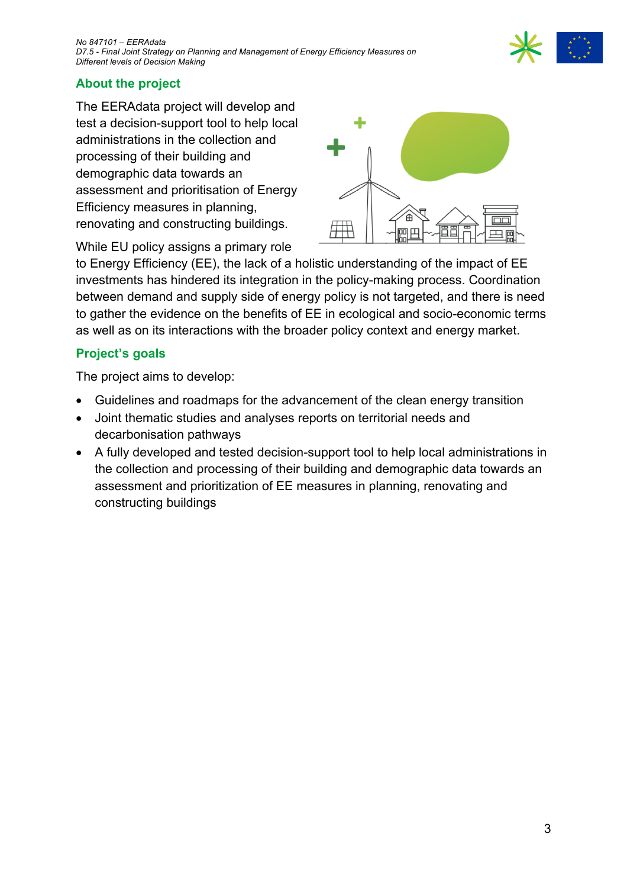## About the project

The EERAdata project will develop and test a decision-support tool to help local administrations in the collection and processing of their building and demographic data towards an assessment and prioritisation of Energy Efficiency measures in planning, renovating and constructing buildings.

While EU policy assigns a primary role to Energy Efficiency (EE), the lack of a holistic understanding of the impact of EE investments has hindered its integration in the policy-making process. Coordination between demand and supply side of energy policy is not targeted, and there is need to gather the evidence on the benefits of EE in ecological and socio-economic terms as well as on its interactions with the broader policy context and energy market.

## Project's goals

The project aims to develop:

- Guidelines and roadmaps for the advancement of the clean energy transition
- Joint thematic studies and analyses reports on territorial needs and decarbonisation pathways
- A fully developed and tested decision-support tool to help local administrations in the collection and processing of their building and demographic data towards an assessment and prioritization of EE measures in planning, renovating and constructing buildings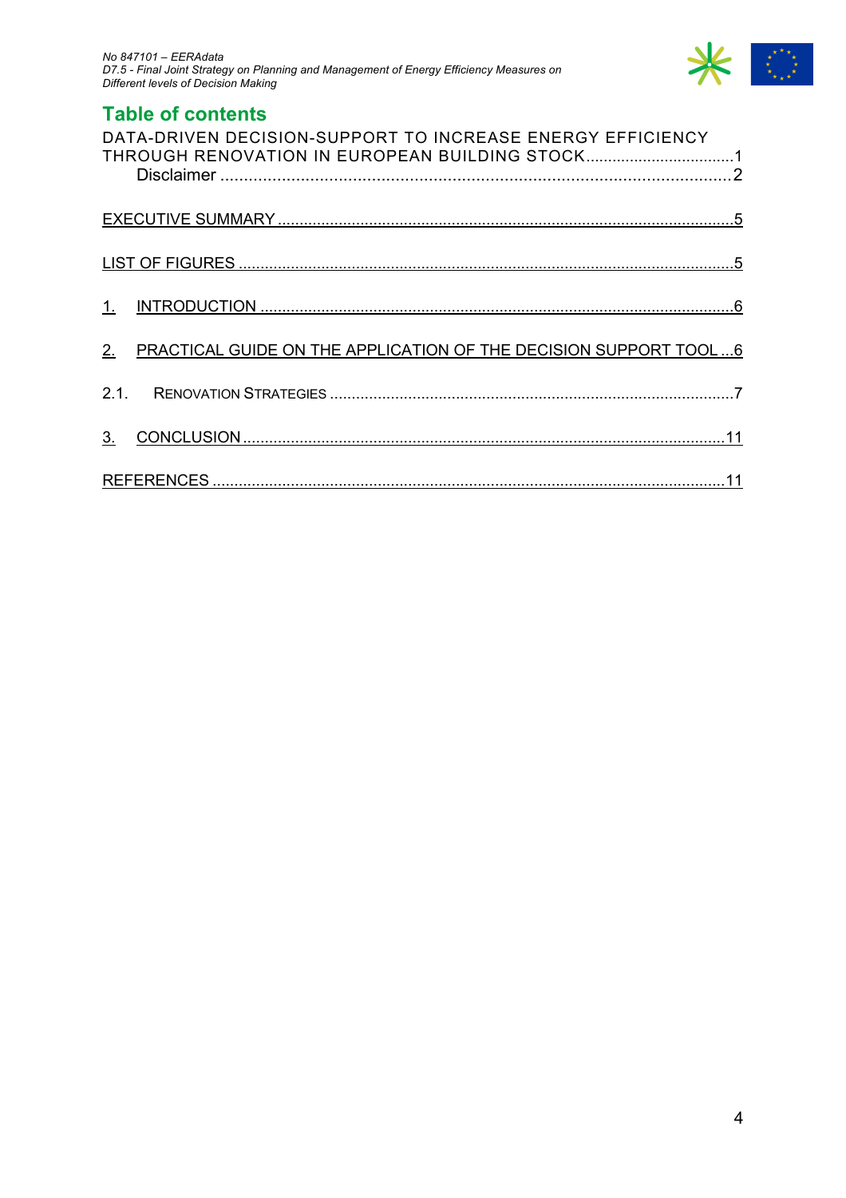## Table of contents

DATA-DRIVEN DECISION-SUPPORT TO INCREASE ENERGY EFFICIENCY THROUGH RENOVATION IN EUROPEAN BUILDING STOCK .................................1
    Disclaimer ..........................................................................................................2

EXECUTIVE SUMMARY .....................................................................................................5

LIST OF FIGURES ..............................................................................................................5

1. INTRODUCTION ..........................................................................................................6

2. PRACTICAL GUIDE ON THE APPLICATION OF THE DECISION SUPPORT TOOL ...6

2.1. RENOVATION STRATEGIES ..........................................................................................7

3. CONCLUSION ............................................................................................................11

REFERENCES ...................................................................................................................11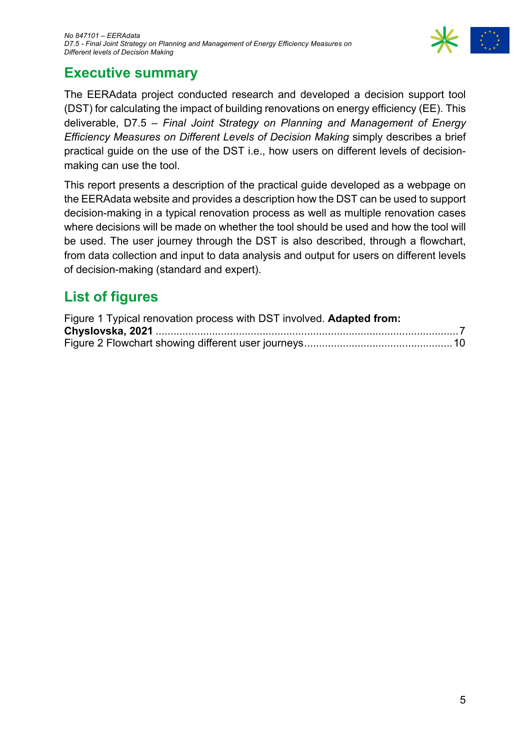# Executive summary

The EERAdata project conducted research and developed a decision support tool (DST) for calculating the impact of building renovations on energy efficiency (EE). This deliverable, D7.5 – *Final Joint Strategy on Planning and Management of Energy Efficiency Measures on Different Levels of Decision Making* simply describes a brief practical guide on the use of the DST i.e., how users on different levels of decision-making can use the tool.

This report presents a description of the practical guide developed as a webpage on the EERAdata website and provides a description how the DST can be used to support decision-making in a typical renovation process as well as multiple renovation cases where decisions will be made on whether the tool should be used and how the tool will be used. The user journey through the DST is also described, through a flowchart, from data collection and input to data analysis and output for users on different levels of decision-making (standard and expert).

# List of figures

Figure 1 Typical renovation process with DST involved. **Adapted from: Chyslovska, 2021** ........................................................................................ 7
Figure 2 Flowchart showing different user journeys ................................................. 10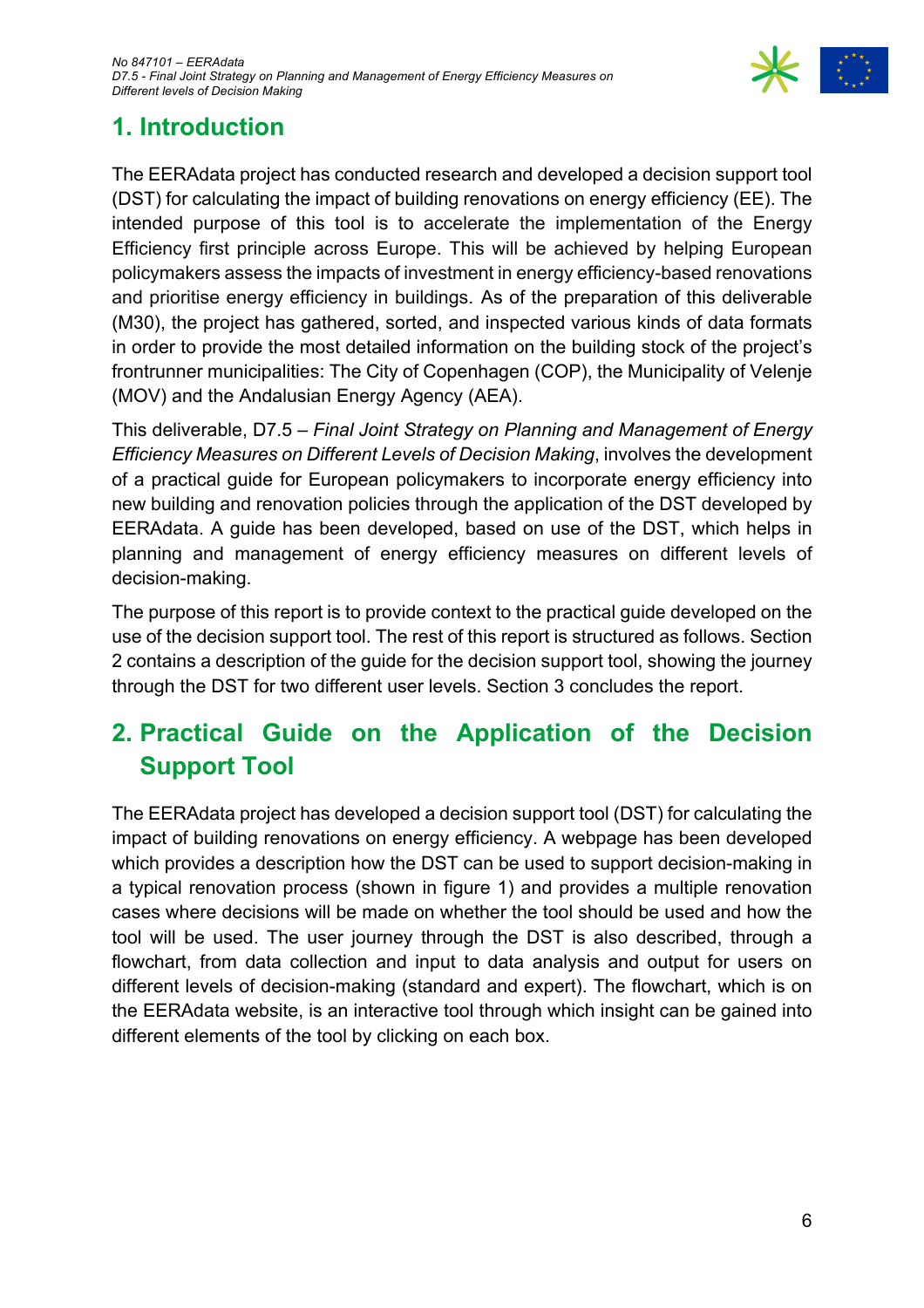# 1. Introduction

The EERAdata project has conducted research and developed a decision support tool (DST) for calculating the impact of building renovations on energy efficiency (EE). The intended purpose of this tool is to accelerate the implementation of the Energy Efficiency first principle across Europe. This will be achieved by helping European policymakers assess the impacts of investment in energy efficiency-based renovations and prioritise energy efficiency in buildings. As of the preparation of this deliverable (M30), the project has gathered, sorted, and inspected various kinds of data formats in order to provide the most detailed information on the building stock of the project's frontrunner municipalities: The City of Copenhagen (COP), the Municipality of Velenje (MOV) and the Andalusian Energy Agency (AEA).

This deliverable, D7.5 – *Final Joint Strategy on Planning and Management of Energy Efficiency Measures on Different Levels of Decision Making*, involves the development of a practical guide for European policymakers to incorporate energy efficiency into new building and renovation policies through the application of the DST developed by EERAdata. A guide has been developed, based on use of the DST, which helps in planning and management of energy efficiency measures on different levels of decision-making.

The purpose of this report is to provide context to the practical guide developed on the use of the decision support tool. The rest of this report is structured as follows. Section 2 contains a description of the guide for the decision support tool, showing the journey through the DST for two different user levels. Section 3 concludes the report.

# 2. Practical Guide on the Application of the Decision Support Tool

The EERAdata project has developed a decision support tool (DST) for calculating the impact of building renovations on energy efficiency. A webpage has been developed which provides a description how the DST can be used to support decision-making in a typical renovation process (shown in figure 1) and provides a multiple renovation cases where decisions will be made on whether the tool should be used and how the tool will be used. The user journey through the DST is also described, through a flowchart, from data collection and input to data analysis and output for users on different levels of decision-making (standard and expert). The flowchart, which is on the EERAdata website, is an interactive tool through which insight can be gained into different elements of the tool by clicking on each box.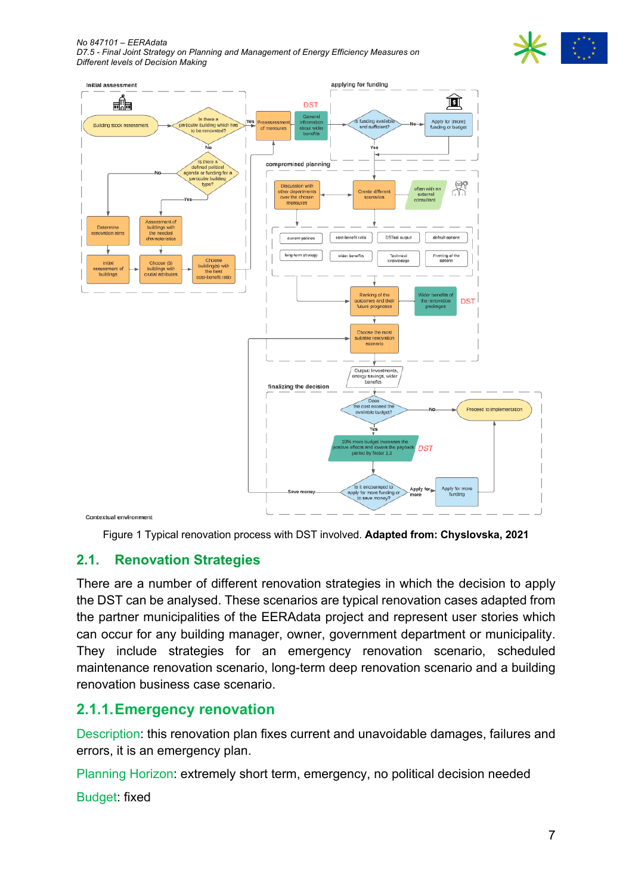Figure 1 Typical renovation process with DST involved. **Adapted from: Chyslovska, 2021**

## 2.1. Renovation Strategies

There are a number of different renovation strategies in which the decision to apply the DST can be analysed. These scenarios are typical renovation cases adapted from the partner municipalities of the EERAdata project and represent user stories which can occur for any building manager, owner, government department or municipality. They include strategies for an emergency renovation scenario, scheduled maintenance renovation scenario, long-term deep renovation scenario and a building renovation business case scenario.

### 2.1.1. Emergency renovation

Description: this renovation plan fixes current and unavoidable damages, failures and errors, it is an emergency plan.

Planning Horizon: extremely short term, emergency, no political decision needed

Budget: fixed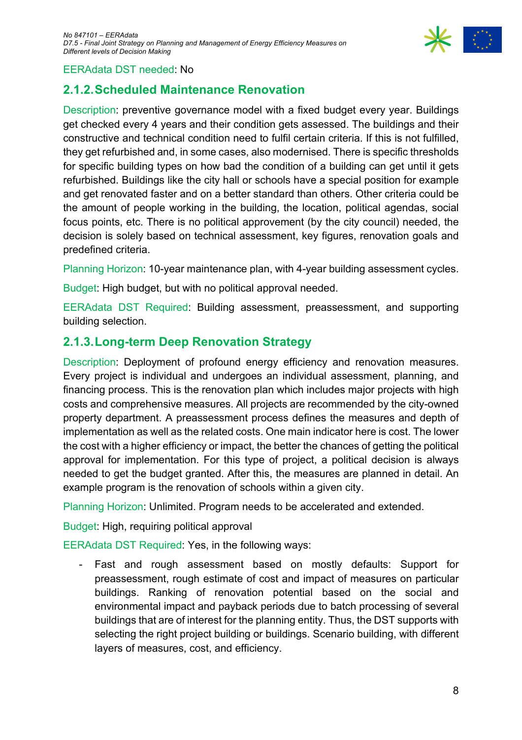EERAdata DST needed: No

### 2.1.2. Scheduled Maintenance Renovation

Description: preventive governance model with a fixed budget every year. Buildings get checked every 4 years and their condition gets assessed. The buildings and their constructive and technical condition need to fulfil certain criteria. If this is not fulfilled, they get refurbished and, in some cases, also modernised. There is specific thresholds for specific building types on how bad the condition of a building can get until it gets refurbished. Buildings like the city hall or schools have a special position for example and get renovated faster and on a better standard than others. Other criteria could be the amount of people working in the building, the location, political agendas, social focus points, etc. There is no political approvement (by the city council) needed, the decision is solely based on technical assessment, key figures, renovation goals and predefined criteria.

Planning Horizon: 10-year maintenance plan, with 4-year building assessment cycles.

Budget: High budget, but with no political approval needed.

EERAdata DST Required: Building assessment, preassessment, and supporting building selection.

### 2.1.3. Long-term Deep Renovation Strategy

Description: Deployment of profound energy efficiency and renovation measures. Every project is individual and undergoes an individual assessment, planning, and financing process. This is the renovation plan which includes major projects with high costs and comprehensive measures. All projects are recommended by the city-owned property department. A preassessment process defines the measures and depth of implementation as well as the related costs. One main indicator here is cost. The lower the cost with a higher efficiency or impact, the better the chances of getting the political approval for implementation. For this type of project, a political decision is always needed to get the budget granted. After this, the measures are planned in detail. An example program is the renovation of schools within a given city.

Planning Horizon: Unlimited. Program needs to be accelerated and extended.

Budget: High, requiring political approval

EERAdata DST Required: Yes, in the following ways:

- Fast and rough assessment based on mostly defaults: Support for preassessment, rough estimate of cost and impact of measures on particular buildings. Ranking of renovation potential based on the social and environmental impact and payback periods due to batch processing of several buildings that are of interest for the planning entity. Thus, the DST supports with selecting the right project building or buildings. Scenario building, with different layers of measures, cost, and efficiency.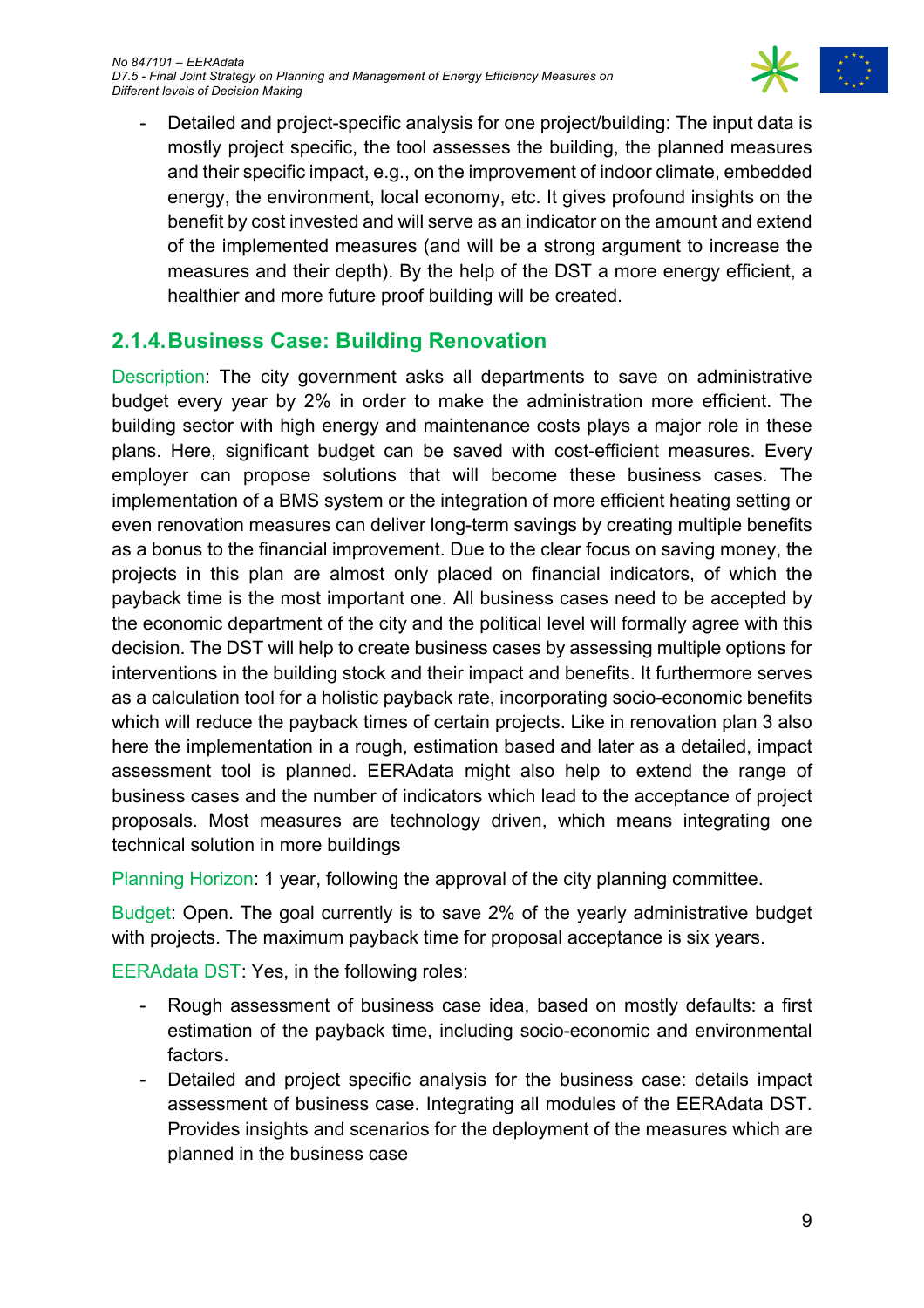- Detailed and project-specific analysis for one project/building: The input data is mostly project specific, the tool assesses the building, the planned measures and their specific impact, e.g., on the improvement of indoor climate, embedded energy, the environment, local economy, etc. It gives profound insights on the benefit by cost invested and will serve as an indicator on the amount and extend of the implemented measures (and will be a strong argument to increase the measures and their depth). By the help of the DST a more energy efficient, a healthier and more future proof building will be created.

### 2.1.4. Business Case: Building Renovation

Description: The city government asks all departments to save on administrative budget every year by 2% in order to make the administration more efficient. The building sector with high energy and maintenance costs plays a major role in these plans. Here, significant budget can be saved with cost-efficient measures. Every employer can propose solutions that will become these business cases. The implementation of a BMS system or the integration of more efficient heating setting or even renovation measures can deliver long-term savings by creating multiple benefits as a bonus to the financial improvement. Due to the clear focus on saving money, the projects in this plan are almost only placed on financial indicators, of which the payback time is the most important one. All business cases need to be accepted by the economic department of the city and the political level will formally agree with this decision. The DST will help to create business cases by assessing multiple options for interventions in the building stock and their impact and benefits. It furthermore serves as a calculation tool for a holistic payback rate, incorporating socio-economic benefits which will reduce the payback times of certain projects. Like in renovation plan 3 also here the implementation in a rough, estimation based and later as a detailed, impact assessment tool is planned. EERAdata might also help to extend the range of business cases and the number of indicators which lead to the acceptance of project proposals. Most measures are technology driven, which means integrating one technical solution in more buildings

Planning Horizon: 1 year, following the approval of the city planning committee.

Budget: Open. The goal currently is to save 2% of the yearly administrative budget with projects. The maximum payback time for proposal acceptance is six years.

EERAdata DST: Yes, in the following roles:

- Rough assessment of business case idea, based on mostly defaults: a first estimation of the payback time, including socio-economic and environmental factors.
- Detailed and project specific analysis for the business case: details impact assessment of business case. Integrating all modules of the EERAdata DST. Provides insights and scenarios for the deployment of the measures which are planned in the business case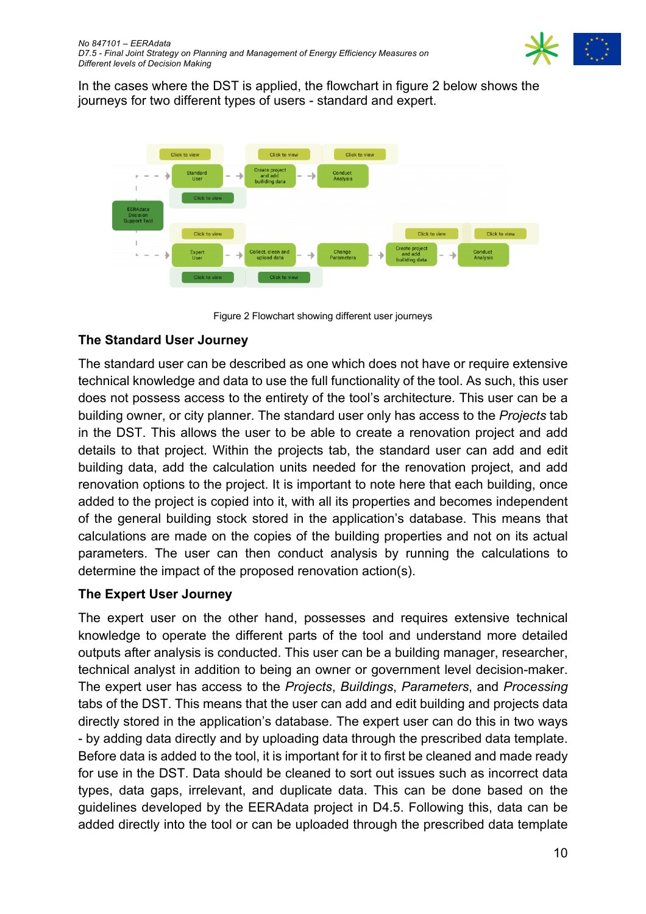In the cases where the DST is applied, the flowchart in figure 2 below shows the journeys for two different types of users - standard and expert.

Figure 2 Flowchart showing different user journeys

### The Standard User Journey

The standard user can be described as one which does not have or require extensive technical knowledge and data to use the full functionality of the tool. As such, this user does not possess access to the entirety of the tool's architecture. This user can be a building owner, or city planner. The standard user only has access to the *Projects* tab in the DST. This allows the user to be able to create a renovation project and add details to that project. Within the projects tab, the standard user can add and edit building data, add the calculation units needed for the renovation project, and add renovation options to the project. It is important to note here that each building, once added to the project is copied into it, with all its properties and becomes independent of the general building stock stored in the application's database. This means that calculations are made on the copies of the building properties and not on its actual parameters. The user can then conduct analysis by running the calculations to determine the impact of the proposed renovation action(s).

### The Expert User Journey

The expert user on the other hand, possesses and requires extensive technical knowledge to operate the different parts of the tool and understand more detailed outputs after analysis is conducted. This user can be a building manager, researcher, technical analyst in addition to being an owner or government level decision-maker. The expert user has access to the *Projects*, *Buildings*, *Parameters*, and *Processing* tabs of the DST. This means that the user can add and edit building and projects data directly stored in the application's database. The expert user can do this in two ways - by adding data directly and by uploading data through the prescribed data template. Before data is added to the tool, it is important for it to first be cleaned and made ready for use in the DST. Data should be cleaned to sort out issues such as incorrect data types, data gaps, irrelevant, and duplicate data. This can be done based on the guidelines developed by the EERAdata project in D4.5. Following this, data can be added directly into the tool or can be uploaded through the prescribed data template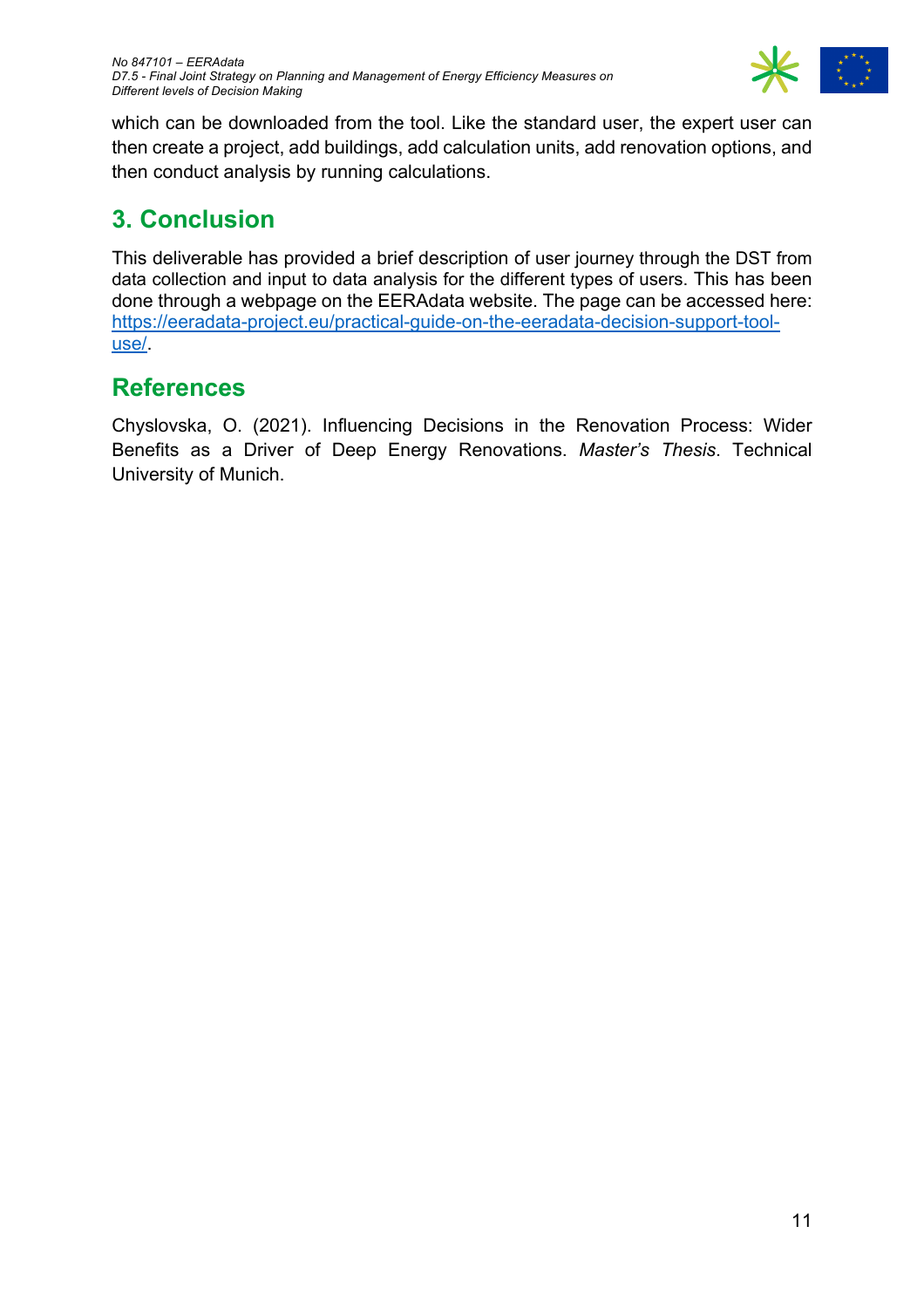which can be downloaded from the tool. Like the standard user, the expert user can then create a project, add buildings, add calculation units, add renovation options, and then conduct analysis by running calculations.

# 3. Conclusion

This deliverable has provided a brief description of user journey through the DST from data collection and input to data analysis for the different types of users. This has been done through a webpage on the EERAdata website. The page can be accessed here: [https://eeradata-project.eu/practical-guide-on-the-eeradata-decision-support-tool-use/](https://eeradata-project.eu/practical-guide-on-the-eeradata-decision-support-tool-use/).

# References

Chyslovska, O. (2021). Influencing Decisions in the Renovation Process: Wider Benefits as a Driver of Deep Energy Renovations. *Master's Thesis*. Technical University of Munich.